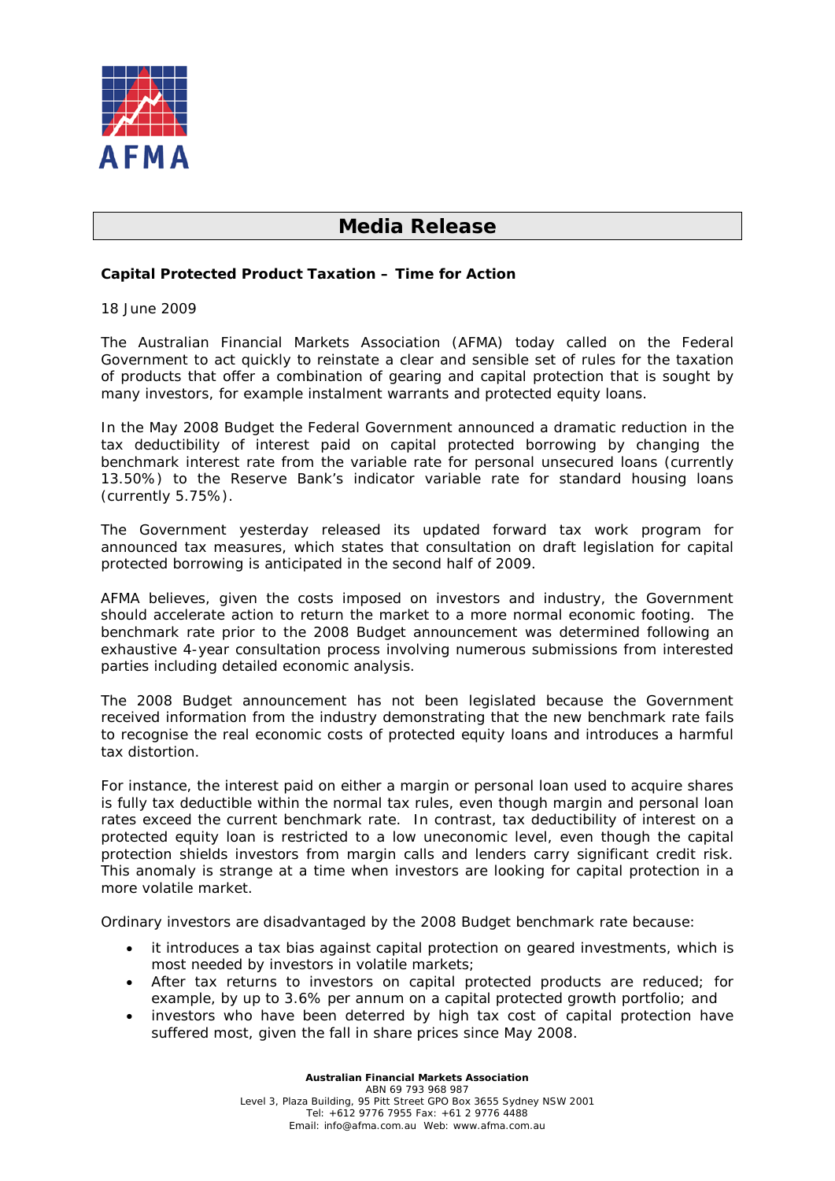AFMA

# Media Release

**Capital Protected Product Taxation – Time for Action**

18 June 2009

The Australian Financial Markets Association (AFMA) today called on the Federal Government to act quickly to reinstate a clear and sensible set of rules for the taxation of products that offer a combination of gearing and capital protection that is sought by many investors, for example instalment warrants and protected equity loans.

In the May 2008 Budget the Federal Government announced a dramatic reduction in the tax deductibility of interest paid on capital protected borrowing by changing the benchmark interest rate from the variable rate for personal unsecured loans (currently 13.50%) to the Reserve Bank's indicator variable rate for standard housing loans (currently 5.75%).

The Government yesterday released its updated forward tax work program for announced tax measures, which states that consultation on draft legislation for capital protected borrowing is anticipated in the second half of 2009.

AFMA believes, given the costs imposed on investors and industry, the Government should accelerate action to return the market to a more normal economic footing. The benchmark rate prior to the 2008 Budget announcement was determined following an exhaustive 4-year consultation process involving numerous submissions from interested parties including detailed economic analysis.

The 2008 Budget announcement has not been legislated because the Government received information from the industry demonstrating that the new benchmark rate fails to recognise the real economic costs of protected equity loans and introduces a harmful tax distortion.

For instance, the interest paid on either a margin or personal loan used to acquire shares is fully tax deductible within the normal tax rules, even though margin and personal loan rates exceed the current benchmark rate. In contrast, tax deductibility of interest on a protected equity loan is restricted to a low uneconomic level, even though the capital protection shields investors from margin calls and lenders carry significant credit risk. This anomaly is strange at a time when investors are looking for capital protection in a more volatile market.

Ordinary investors are disadvantaged by the 2008 Budget benchmark rate because:

- it introduces a tax bias against capital protection on geared investments, which is most needed by investors in volatile markets;
- After tax returns to investors on capital protected products are reduced; for example, by up to 3.6% per annum on a capital protected growth portfolio; and
- investors who have been deterred by high tax cost of capital protection have suffered most, given the fall in share prices since May 2008.

**Australian Financial Markets Association**
ABN 69 793 968 987
Level 3, Plaza Building, 95 Pitt Street GPO Box 3655 Sydney NSW 2001
Tel: +612 9776 7955 Fax: +61 2 9776 4488
Email: info@afma.com.au Web: www.afma.com.au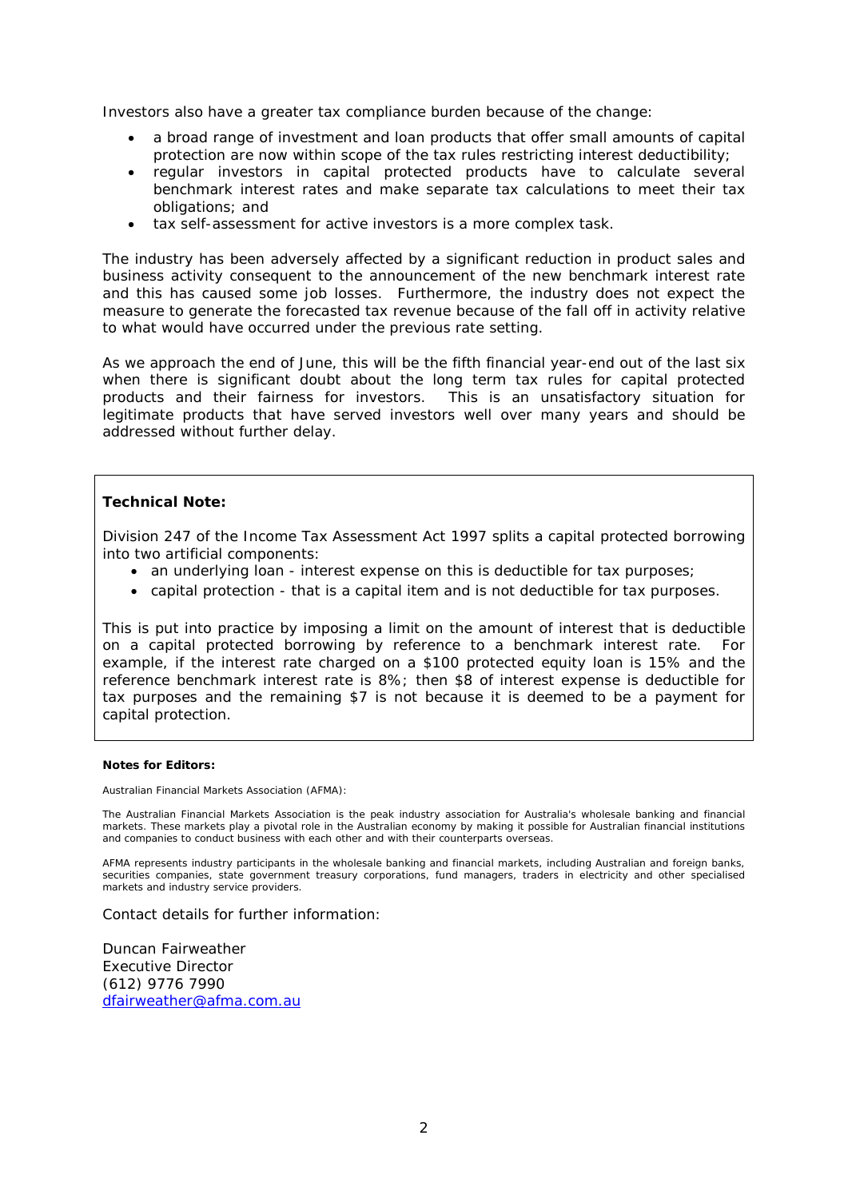Investors also have a greater tax compliance burden because of the change:

- a broad range of investment and loan products that offer small amounts of capital protection are now within scope of the tax rules restricting interest deductibility;
- regular investors in capital protected products have to calculate several benchmark interest rates and make separate tax calculations to meet their tax obligations; and
- tax self-assessment for active investors is a more complex task.

The industry has been adversely affected by a significant reduction in product sales and business activity consequent to the announcement of the new benchmark interest rate and this has caused some job losses. Furthermore, the industry does not expect the measure to generate the forecasted tax revenue because of the fall off in activity relative to what would have occurred under the previous rate setting.

As we approach the end of June, this will be the fifth financial year-end out of the last six when there is significant doubt about the long term tax rules for capital protected products and their fairness for investors. This is an unsatisfactory situation for legitimate products that have served investors well over many years and should be addressed without further delay.

**Technical Note:**

Division 247 of the Income Tax Assessment Act 1997 splits a capital protected borrowing into two artificial components:

- an underlying loan - interest expense on this is deductible for tax purposes;
- capital protection - that is a capital item and is not deductible for tax purposes.

This is put into practice by imposing a limit on the amount of interest that is deductible on a capital protected borrowing by reference to a benchmark interest rate. For example, if the interest rate charged on a $100 protected equity loan is 15% and the reference benchmark interest rate is 8%; then $8 of interest expense is deductible for tax purposes and the remaining $7 is not because it is deemed to be a payment for capital protection.

**Notes for Editors:**

Australian Financial Markets Association (AFMA):

The Australian Financial Markets Association is the peak industry association for Australia's wholesale banking and financial markets. These markets play a pivotal role in the Australian economy by making it possible for Australian financial institutions and companies to conduct business with each other and with their counterparts overseas.

AFMA represents industry participants in the wholesale banking and financial markets, including Australian and foreign banks, securities companies, state government treasury corporations, fund managers, traders in electricity and other specialised markets and industry service providers.

Contact details for further information:

Duncan Fairweather
Executive Director
(612) 9776 7990
dfairweather@afma.com.au